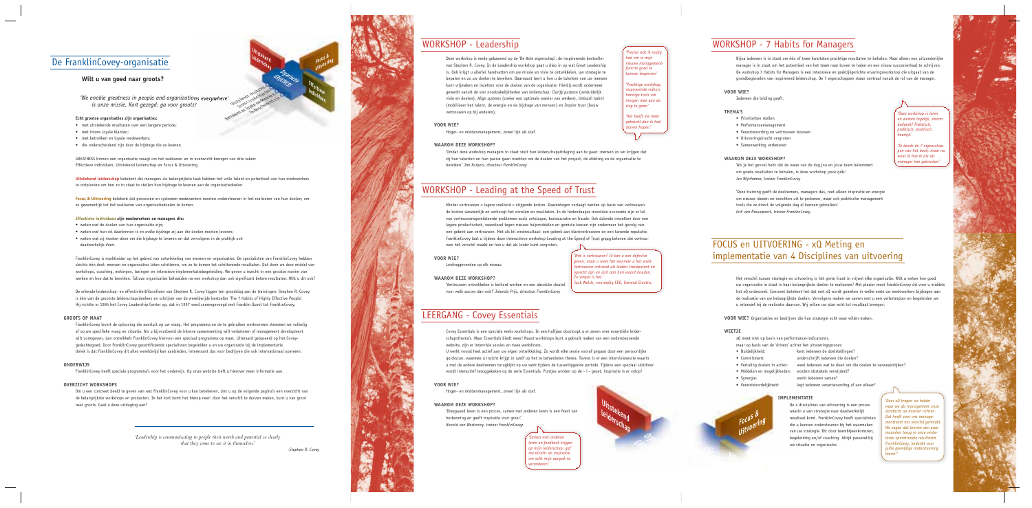## De FranklinCovey-organisatie

### Wilt u van goed naar groots?

*'We enable greatness in people and organizations everywhere' is onze missie. Kort gezegd: ga voor groots!*

**Echt grootse organisaties zijn organisaties:**

- met uitstekende resultaten over een langere periode;
- met intens loyale klanten;
- met betrokken en loyale medewerkers;
- die onderscheidend zijn door de bijdrage die ze leveren.

GREATNESS binnen een organisatie vraagt om het realiseren en in evenwicht brengen van drie zaken: Effectieve individuen, Uitstekend leiderschap en Focus & Uitvoering.

**Uitstekend leiderschap** betekent dat managers als belangrijkste taak hebben het volle talent en potentieel van hun medewerkers te ontplooien om hen zo in staat te stellen hun bijdrage te leveren aan de organisatiedoelen.

**Focus & Uitvoering** betekent dat processen en systemen medewerkers moeten ondersteunen in het realiseren van hun doelen; om zo gezamenlijk tot het realiseren van organisatiedoelen te komen.

**Effectieve individuen zijn medewerkers en managers die:**

- weten *wat* de doelen van hun organisatie zijn;
- weten *wat* hun rol daarbinnen is en *welke bijdrage* zij aan die doelen moeten leveren;
- weten *wat* zij *moeten doen* om die bijdrage te leveren en dat vervolgens in de praktijk ook daadwerkelijk *doen*.

FranklinCovey is marktleider op het gebied van ontwikkeling van mensen en organisaties. De specialisten van FranklinCovey hebben slechts één doel: mensen en organisaties laten schitteren, om zo te komen tot schitterende resultaten. Dat doen we door middel van workshops, coaching, metingen, lezingen en intensieve implementatiebegeleiding. We geven u inzicht in een grootse manier van werken en hoe dat te bereiken. Talloze organisaties behaalden na een workshop dan ook significant betere resultaten. Wilt u dit ook?

De erkende leiderschap- en effectiviteitfilosofieën van Stephen R. Covey liggen ten grondslag aan de trainingen. Stephen R. Covey is één van de grootste leiderschapsdenkers en schrijver van de wereldwijde bestseller 'The 7 Habits of Highly Effective People'. Hij richtte in 1984 het Covey Leadership Center op, dat in 1997 werd samengevoegd met Franklin Quest tot FranklinCovey.

#### GROOTS OP MAAT

FranklinCovey levert de oplossing die aansluit op uw vraag. Het programma en de te gebruiken werkvormen stemmen we volledig af op uw specifieke vraag en situatie. Als u bijvoorbeeld de interne samenwerking wilt verbeteren of management development wilt vormgeven, dan ontwikkelt FranklinCovey hiervoor een speciaal programma op maat. Uiteraard gebaseerd op het Covey-gedachtegoed. Door FranklinCovey gecertificeerde specialisten begeleiden u en uw organisatie bij de implementatie. Uniek is dat FranklinCovey dit alles wereldwijd kan aanbieden, interessant dus voor bedrijven die ook internationaal opereren.

#### ONDERWIJS

FranklinCovey heeft speciale programma's voor het onderwijs. Op onze website treft u hierover meer informatie aan.

#### OVERZICHT WORKSHOPS

Om u een concreet beeld te geven van wat FranklinCovey voor u kan betekenen, ziet u op de volgende pagina's een overzicht van de belangrijkste workshops en producten. In het kort komt het hierop neer: door het verschil te durven maken, kunt u van groot naar groots. Gaat u deze uitdaging aan?

*'Leadership is communicating to people their worth and potential so clearly that they come to see it in themselves.'*

-Stephen R. Covey

## WORKSHOP - Leadership

Deze workshop is mede gebaseerd op de 'De 8ste eigenschap': de inspirerende bestseller van Stephen R. Covey. In de Leadership workshop gaat u diep in op wat Great Leadership is. Ook krijgt u allerlei handvatten om uw missie en visie te ontwikkelen, uw strategie te bepalen en zo uw doelen te bereiken. Daarnaast leert u hoe u de talenten van uw mensen kunt vrijmaken en inzetten voor de doelen van de organisatie. Hierbij wordt ondermeer gewerkt vanuit de vier noodzakelijkheden van leiderschap: *Clarify purpose* (verduidelijk visie en doelen), *Align systems* (creëer een optimale manier van werken), *Unleash talent* (mobiliseer het talent, de energie en de bijdrage van mensen) en *Inspire trust* (bouw vertrouwen op bij anderen).

*'Precies wat ik nodig had om in mijn nieuwe management-functie goed te kunnen beginnen.'*

*'Prachtige workshop, inspirerende video's, handige tools om morgen mee aan de slag te gaan.'*

*'Het heeft me meer gebracht dan ik had durven hopen.'*

#### VOOR WIE?

Hoger- en middenmanagement, zowel lijn als staf.

#### WAAROM DEZE WORKSHOP?

'Omdat deze workshop managers in staat stelt hun leiderschapsuitdaging aan te gaan: mensen zo ver krijgen dat zij hun talenten en hun passie gaan inzetten om de doelen van het project, de afdeling en de organisatie te bereiken.' *Jan Kuipers, directeur FranklinCovey*

## WORKSHOP - Leading at the Speed of Trust

Minder vertrouwen = lagere snelheid = stijgende kosten. Daarentegen verlaagt werken op basis van vertrouwen de kosten aanzienlijk en verhoogt het winsten en resultaten. In de hedendaagse mondiale economie zijn er tal van vertrouwensgerelateerde problemen zoals ontslagen, bureaucratie en fraude. Ook dalende omzetten door een lagere productiviteit, weerstand tegen nieuwe hulpmiddelen en gemiste kansen zijn ondermeer het gevolg van een gebrek aan vertrouwen. Met als bij eindresultaat: een gebrek aan klantvertrouwen en een tanende reputatie. FranklinCovey laat u tijdens deze interactieve workshop Leading at the Speed of Trust graag beleven dat vertrouwen hét verschil maakt en hoe u dat als leider kunt vergroten.

#### VOOR WIE?

Leidinggevenden op elk niveau.

#### WAAROM DEZE WORKSHOP?

'Vertrouwen ontwikkelen is keihard werken en een absolute sleutel voor welk succes dan ook!' *Jolanda Prijs, directeur FranklinCovey*

*'Wat is vertrouwen? Ik kan u een definitie geven, maar u weet het wanneer u het voelt. Vertrouwen ontstaat als leiders transparant en oprecht zijn en zich aan hun woord houden. Zo simpel is het.'*
Jack Welch, voormalig CEO, General Electric.

## LEERGANG - Covey Essentials

Covey Essentials is een speciale reeks workshops. In een halfjaar doorloopt u er zeven over essentiële leiderschapsthema's. Maar Essentials biedt meer! Naast workshops kunt u gebruik maken van een ondersteunende website, zijn er intervisie sessies en twee werkdiners.

U werkt vooral heel actief aan uw eigen ontwikkeling. Zo wordt elke sessie vooraf gegaan door een persoonlijke quickscan, waarmee u inzicht krijgt in *uzelf* op het te behandelen thema. Tevens is er een intervisiesessie waarin u met de andere deelnemers terugkijkt op uw werk tijdens de tussenliggende periode. Tijdens een speciaal slotdiner wordt interactief teruggekeken op de serie Essentials. Puntjes worden op de - i - gezet, inspiratie is er volop!

#### VOOR WIE?

Hoger- en middenmanagement, zowel lijn als staf.

#### WAAROM DEZE WORKSHOP?

'Diepgaand leren is een proces, samen met anderen leren is een feest van herkenning en geeft inspiratie voor groei.' *Ronald van Westering, trainer FranklinCovey*

*'Samen met anderen leren en feedback krijgen op mijn leiderschap, gaf me inzicht en inspiratie om echt mijn aanpak te veranderen.'*

## WORKSHOP - 7 Habits for Managers

Bijna iedereen is in staat om één of twee kwartalen prachtige resultaten te behalen. Maar alleen een uitzonderlijke manager is in staat om het potentieel van het team naar boven te halen en een nieuw succesverhaal te schrijven. De workshop 7 Habits for Managers is een intensieve en praktijkgerichte ervaringsworkshop die uitgaat van de grondbeginselen van inspirerend leiderschap. De 7 eigenschappen staan centraal vanuit de rol van de manager.

#### VOOR WIE?

Iedereen die leiding geeft.

#### THEMA'S

- Prioriteiten stellen
- Performancemanagement
- Verantwoording en vertrouwen bouwen
- Uitvoeringskracht vergroten
- Samenwerking verbeteren

*'Deze workshop is leren en werken tegelijk, enorm boeiend! Praktisch, praktisch, praktisch, heerlijk.'*

*'Ik kende de 7 eigenschappen van het boek, maar nu weet ik hoe ik die als manager kan gebruiken.'*

#### WAAROM DEZE WORKSHOP?

'Als je het gevoel hebt dat de waan van de dag jou en jouw team belemmert om goede resultaten te behalen, is deze workshop jouw gids.' *Ivo Wijnhamer, trainer FranklinCovey*

'Deze training geeft de deelnemers, managers dus, niet alleen inspiratie en energie om nieuwe ideeën en inzichten uit te proberen, maar ook praktische management tools die ze direct de volgende dag al kunnen gebruiken.' *Erik van Nieuwpoort, trainer FranklinCovey.*

## FOCUS en UITVOERING - xQ Meting en implementatie van 4 Disciplines van uitvoering

Het verschil tussen strategie en uitvoering is het grote kwaad in vrijwel elke organisatie. Wilt u weten hoe goed uw organisatie in staat is haar belangrijkste doelen te realiseren? Met plezier meet FranklinCovey dit voor u middels het xQ onderzoek. Concreet betekent het dat met xQ wordt gemeten in welke mate uw medewerkers bijdragen aan de realisatie van uw belangrijkste doelen. Vervolgens maken we samen met u een verbeterplan en begeleiden we u intensief bij de realisatie daarvan. Wij willen uw plan echt tot resultaat brengen.

**VOOR WIE?** Organisaties en bedrijven die hun strategie echt waar willen maken.

#### WEETJE

xQ meet niet op basis van performance-indicatoren, maar op basis van de 'drivers' achter het uitvoeringsproces:

| | |
|---|---|
| • Duidelijkheid: | kent iedereen de doelstellingen? |
| • Commitment: | onderschrijft iedereen die doelen? |
| • Vertaling doelen in acties: | weet iedereen wat te doen om die doelen te verwezenlijken? |
| • Middelen en mogelijkheden: | worden obstakels verwijderd? |
| • Synergie: | werkt iedereen samen? |
| • Verantwoordelijkheid: | legt iedereen verantwoording af aan elkaar? |

#### IMPLEMENTATIE

De 4 disciplines van uitvoering is een proces waarin u uw strategie naar daadwerkelijk resultaat komt. FranklinCovey heeft specialisten die u kunnen ondersteunen bij het waarmaken van uw strategie. Dit door teambijeenkomsten, begeleiding en/of coaching. Altijd passend bij uw situatie en organisatie.

*'Door xQ kregen we helder waar we als management onze aandacht op moesten richten. Dat heeft voor ons management zeker het verschil gemaakt. We zagen dat binnen een paar maanden terug in onze verbeterde operationele resultaten. FranklinCovey, bedankt voor jullie geweldige ondersteuning hierin!'*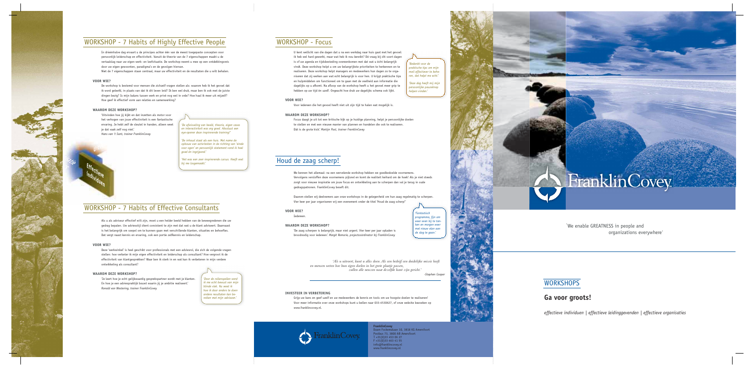## WORKSHOP - 7 Habits of Highly Effective People

In drieënhalve dag ervaart u de principes achter één van de meest toegepaste concepten voor persoonlijk leiderschap en effectiviteit. Vanuit de theorie van de 7 eigenschappen maakt u de vertaalslag naar uw eigen werk- en leefsituatie. De workshop neemt u mee op een ontdekkingsreis door uw eigen gewoonten, paradigma's en de gevolgen hiervan.
Niet de 7 eigenschappen staan centraal, maar uw effectiviteit en de resultaten die u wilt behalen.

**VOOR WIE?**

De workshop is bestemd voor mensen die zichzelf vragen stellen als: waarom heb ik het gevoel dat ik word geleefd, in plaats van dat ik dit leven leid? Ik ben wel druk, maar ben ik ook met de juiste dingen bezig? Is mijn balans tussen werk en privé nog wel in orde? Hoe haal ik meer uit mijzelf? Hoe geef ik effectief vorm aan relaties en samenwerking?

**WAAROM DEZE WORKSHOP?**

'Uitvinden hoe jij kijkt en dat inzetten als motor voor het verhogen van jouw effectiviteit is een fantastische ervaring. Je hebt zelf de sleutel in handen, alleen weet je dat vaak zelf nog niet.'
*Hans van 't Sant, trainer FranklinCovey*

*'De afwisseling van beeld, theorie, eigen cases en interactiviteit was erg goed. Absoluut een eye-opener deze inspirerende training!'*

*'De inhoud staat als een huis. Met name de opbouw van activiteiten in de richting van 'einde voor ogen' en persoonlijk statement vond ik heel goed én ingrijpend.'*

*'Het was een zeer inspirerende cursus. Heeft veel bij me losgemaakt.'*

Effectieve Individuen

## WORKSHOP - 7 Habits of Effective Consultants

Als u als adviseur effectief wilt zijn, moet u een helder beeld hebben van de beweegredenen die uw gedrag bepalen. Uw adviesstijl dient consistent te zijn met dat wat u de klant adviseert. Daarnaast is het belangrijk om soepel om te kunnen gaan met verschillende klanten, situaties en behoeftes. Dat vergt naast kennis en ervaring, ook een portie zelfkennis en leiderschap.

**VOOR WIE?**

Deze 'werkwinkel' is heel geschikt voor professionals met een adviesrol, die zich de volgende vragen stellen: hoe verbeter ik mijn eigen effectiviteit en leiderschap als consultant? Hoe vergroot ik de effectiviteit van klantgesprekken? Waar ben ik sterk in en wat kan ik verbeteren in mijn verdere ontwikkeling als consultant?

**WAAROM DEZE WORKSHOP?**

'Je leert hoe je echt gelijkwaardig gesprekspartner wordt met je klanten. En hoe je een adviespraktijk bouwt waarin jij je ambitie realiseert.'
*Ronald van Westering, trainer FranklinCovey*

*'Door de rollenspellen werd ik me echt bewust van mijn blinde vlek. Nu weet ik hoe ik door anders te doen andere resultaten kan bereiken met mijn adviezen.'*

## WORKSHOP - Focus

U kent wellicht van die dagen dat u na een werkdag naar huis gaat met het gevoel: ik heb wel hard gewerkt, maar wat heb ik nou bereikt? Dé vraag bij dit soort dagen is of uw agenda en tijdsbesteding overeenkomen met dat wat u écht belangrijk vindt. Deze workshop helpt u om uw belangrijkste prioriteiten te herkennen en te realiseren. Deze workshop helpt managers en medewerkers hun dagen zo te organiseren dat zij werken aan wat echt belangrijk is voor hen. U krijgt praktische tips en hulpmiddelen om functioneel om te gaan met de veelheid aan informatie die dagelijks op u afkomt. Na afloop van de workshop heeft u het gevoel meer grip te hebben op uw tijd en uzelf. Ongeacht hoe druk uw dagelijks schema ook lijkt.

*'Bedankt voor de praktische tips om mijn mail effectiever te beheren, dat helpt me echt.'*

*'Deze dag heeft mij mijn persoonlijke pauzeknop helpen vinden.'*

**VOOR WIE?**

Voor iedereen die het gevoel heeft niet uit zijn tijd te halen wat mogelijk is.

**WAAROM DEZE WORKSHOP?**

Focus daagt je uit tot een kritische kijk op je huidige planning, helpt je persoonlijke doelen te stellen en met een nieuwe manier van plannen en handelen die ook te realiseren. Dát is de grote kick.' *Martijn Post, trainer FranklinCovey*

## Houd de zaag scherp!

We kennen het allemaal: na een wervelende workshop hebben we goedbedoelde voornemens. Vervolgens versloffen deze voornemens pijlsnel en komt de realiteit keihard om de hoek! Als je niet steeds zorgt voor nieuwe inspiratie om jouw focus en ontwikkeling aan te scherpen dan val je terug in oude gedragspatronen. FranklinCovey beseft dit.

Daarom stellen wij deelnemers aan onze workshops in de gelegenheid om hun zaag regelmatig te scherpen. Vier keer per jaar organiseren wij een evenement onder de titel 'Houd de zaag scherp!'

**VOOR WIE?**

Iedereen.

**WAAROM DEZE WORKSHOP?**

'De zaag scherpen is belangrijk, maar niet urgent. Vier keer per jaar opladen is broodnodig voor iedereen.' *Margit Remorie, projectcoördinator bij FranklinCovey*

*'Fantastisch programma, fijn om weer even bij te tanken en morgen weer met nieuw elan aan de slag te gaan.'*

*'Als u uitvoert, kunt u alles doen. Als een bedrijf een duidelijke missie heeft en mensen weten hoe hun eigen doelen in het grote plaatje passen, zullen alle neuzen naar dezelfde kant zijn gericht.'*

-Stephen Cooper

**INVESTEER IN VERBETERING**

Grijp uw kans en geef uzelf en uw medewerkers de kennis en tools om uw hoogste doelen te realiseren! Voor meer informatie over onze workshops kunt u bellen naar 033-4530627, of onze website bezoeken op www.franklincovey.nl.

FranklinCovey

**FranklinCovey**
Daam Fockemalaan 10, 3818 KG Amersfoort
Postbus 71, 3800 AB Amersfoort
T +31(0)33 453 06 27
F +31(0)33 465 41 55
info@franklincovey.nl
www.franklincovey.nl

FranklinCovey

'We enable GREATNESS in people and organizations everywhere'

## WORKSHOPS

### Ga voor groots!

*effectieve individuen | effectieve leidinggevenden | effectieve organisaties*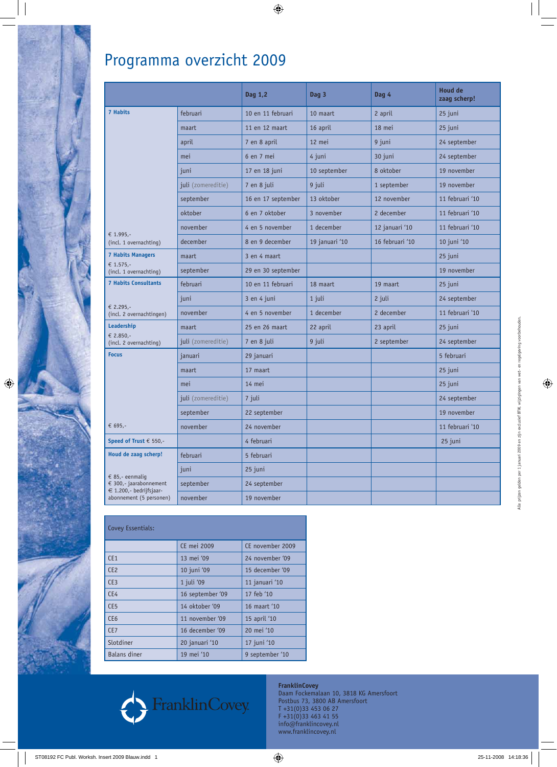# Programma overzicht 2009

| | | Dag 1,2 | Dag 3 | Dag 4 | Houd de zaag scherp! |
|---|---|---|---|---|---|
| **7 Habits** | februari | 10 en 11 februari | 10 maart | 2 april | 25 juni |
| | maart | 11 en 12 maart | 16 april | 18 mei | 25 juni |
| | april | 7 en 8 april | 12 mei | 9 juni | 24 september |
| | mei | 6 en 7 mei | 4 juni | 30 juni | 24 september |
| | juni | 17 en 18 juni | 10 september | 8 oktober | 19 november |
| | juli (zomereditie) | 7 en 8 juli | 9 juli | 1 september | 19 november |
| | september | 16 en 17 september | 13 oktober | 12 november | 11 februari '10 |
| | oktober | 6 en 7 oktober | 3 november | 2 december | 11 februari '10 |
| € 1.995,- | november | 4 en 5 november | 1 december | 12 januari '10 | 11 februari '10 |
| (incl. 1 overnachting) | december | 8 en 9 december | 19 januari '10 | 16 februari '10 | 10 juni '10 |
| **7 Habits Managers** € 1.575,- | maart | 3 en 4 maart | | | 25 juni |
| (incl. 1 overnachting) | september | 29 en 30 september | | | 19 november |
| **7 Habits Consultants** | februari | 10 en 11 februari | 18 maart | 19 maart | 25 juni |
| € 2.295,- | juni | 3 en 4 juni | 1 juli | 2 juli | 24 september |
| (incl. 2 overnachtingen) | november | 4 en 5 november | 1 december | 2 december | 11 februari '10 |
| **Leadership** € 2.850,- | maart | 25 en 26 maart | 22 april | 23 april | 25 juni |
| (incl. 2 overnachting) | juli (zomereditie) | 7 en 8 juli | 9 juli | 2 september | 24 september |
| **Focus** | januari | 29 januari | | | 5 februari |
| | maart | 17 maart | | | 25 juni |
| | mei | 14 mei | | | 25 juni |
| | juli (zomereditie) | 7 juli | | | 24 september |
| | september | 22 september | | | 19 november |
| € 695,- | november | 24 november | | | 11 februari '10 |
| **Speed of Trust** € 550,- | | 4 februari | | | 25 juni |
| **Houd de zaag scherp!** | februari | 5 februari | | | |
| € 85,- eenmalig | juni | 25 juni | | | |
| € 300,- jaarabonnement | september | 24 september | | | |
| € 1.200,- bedrijfsjaar-abonnement (5 personen) | november | 19 november | | | |

| Covey Essentials: | | |
|---|---|---|
| | CE mei 2009 | CE november 2009 |
| CE1 | 13 mei '09 | 24 november '09 |
| CE2 | 10 juni '09 | 15 december '09 |
| CE3 | 1 juli '09 | 11 januari '10 |
| CE4 | 16 september '09 | 17 feb '10 |
| CE5 | 14 oktober '09 | 16 maart '10 |
| CE6 | 11 november '09 | 15 april '10 |
| CE7 | 16 december '09 | 20 mei '10 |
| Slotdiner | 20 januari '10 | 17 juni '10 |
| Balans diner | 19 mei '10 | 9 september '10 |

Alle prijzen gelden per 1 januari 2009 en zijn exclusief BTW, wijzigingen van wet- en regelgeving voorbehouden.

FranklinCovey

**FranklinCovey**
Daam Fockemalaan 10, 3818 KG Amersfoort
Postbus 73, 3800 AB Amersfoort
T +31(0)33 453 06 27
F +31(0)33 463 41 55
info@franklincovey.nl
www.franklincovey.nl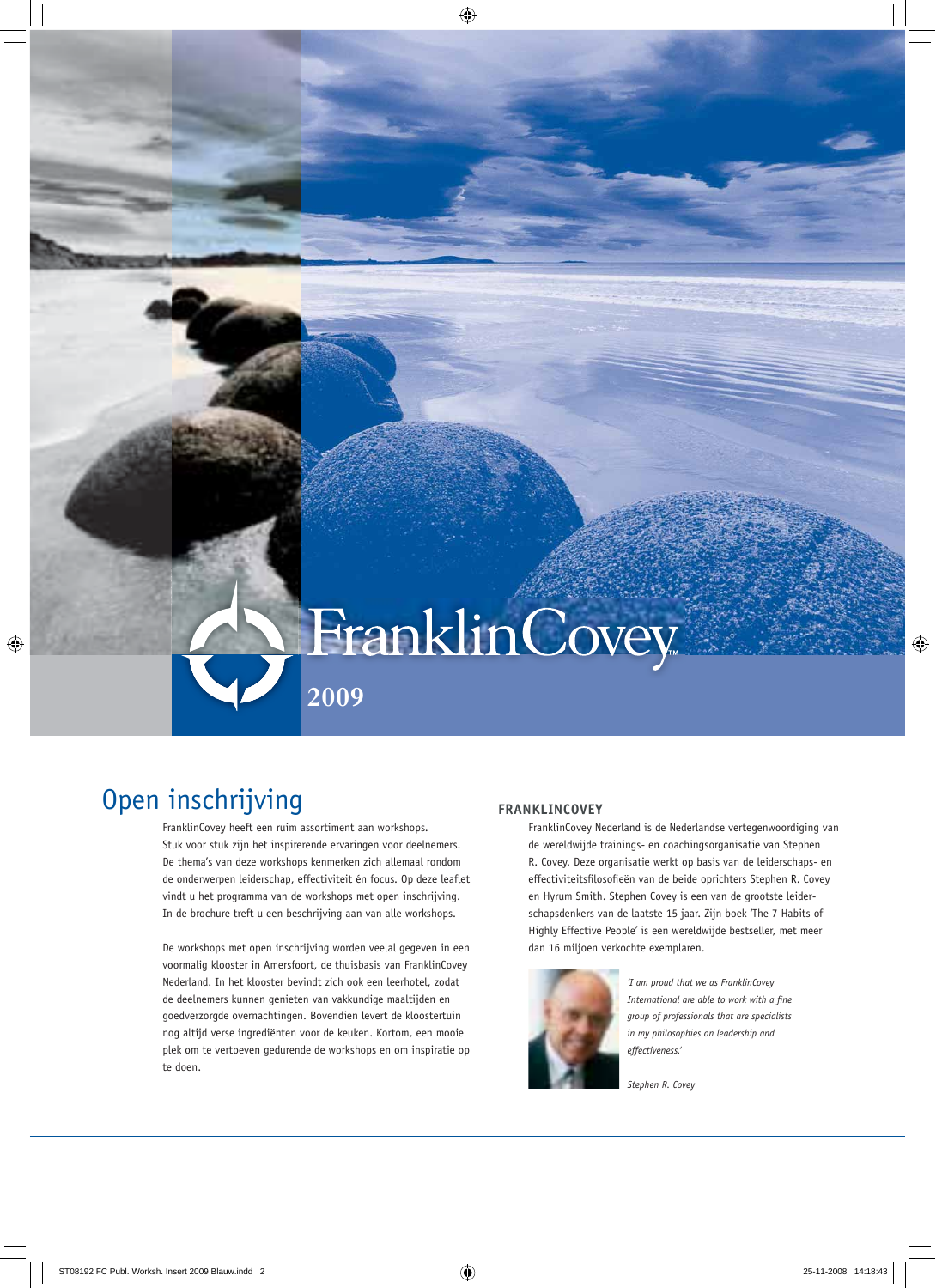FranklinCovey

2009

# Open inschrijving

FranklinCovey heeft een ruim assortiment aan workshops. Stuk voor stuk zijn het inspirerende ervaringen voor deelnemers. De thema's van deze workshops kenmerken zich allemaal rondom de onderwerpen leiderschap, effectiviteit én focus. Op deze leaflet vindt u het programma van de workshops met open inschrijving. In de brochure treft u een beschrijving aan van alle workshops.

De workshops met open inschrijving worden veelal gegeven in een voormalig klooster in Amersfoort, de thuisbasis van FranklinCovey Nederland. In het klooster bevindt zich ook een leerhotel, zodat de deelnemers kunnen genieten van vakkundige maaltijden en goedverzorgde overnachtingen. Bovendien levert de kloostertuin nog altijd verse ingrediënten voor de keuken. Kortom, een mooie plek om te vertoeven gedurende de workshops en om inspiratie op te doen.

## FRANKLINCOVEY

FranklinCovey Nederland is de Nederlandse vertegenwoordiging van de wereldwijde trainings- en coachingsorganisatie van Stephen R. Covey. Deze organisatie werkt op basis van de leiderschaps- en effectiviteitsfilosofieën van de beide oprichters Stephen R. Covey en Hyrum Smith. Stephen Covey is een van de grootste leiderschapsdenkers van de laatste 15 jaar. Zijn boek 'The 7 Habits of Highly Effective People' is een wereldwijde bestseller, met meer dan 16 miljoen verkochte exemplaren.

*'I am proud that we as FranklinCovey International are able to work with a fine group of professionals that are specialists in my philosophies on leadership and effectiveness.'*

*Stephen R. Covey*